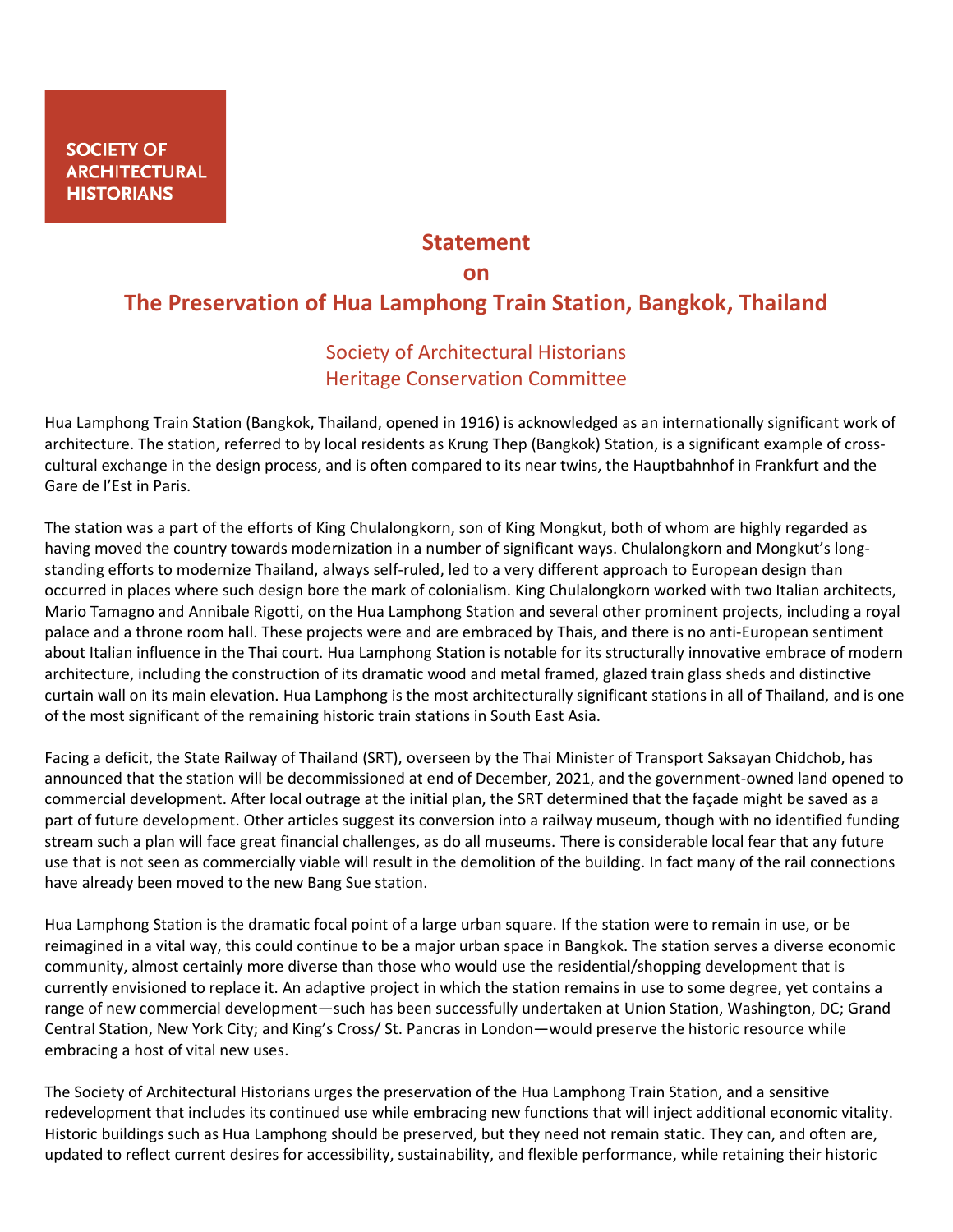SOCIETY OF ARCHITECTURAL HISTORIANS

# Statement on The Preservation of Hua Lamphong Train Station, Bangkok, Thailand

## Society of Architectural Historians Heritage Conservation Committee

Hua Lamphong Train Station (Bangkok, Thailand, opened in 1916) is acknowledged as an internationally significant work of architecture. The station, referred to by local residents as Krung Thep (Bangkok) Station, is a significant example of cross-cultural exchange in the design process, and is often compared to its near twins, the Hauptbahnhof in Frankfurt and the Gare de l'Est in Paris.

The station was a part of the efforts of King Chulalongkorn, son of King Mongkut, both of whom are highly regarded as having moved the country towards modernization in a number of significant ways. Chulalongkorn and Mongkut's long-standing efforts to modernize Thailand, always self-ruled, led to a very different approach to European design than occurred in places where such design bore the mark of colonialism. King Chulalongkorn worked with two Italian architects, Mario Tamagno and Annibale Rigotti, on the Hua Lamphong Station and several other prominent projects, including a royal palace and a throne room hall. These projects were and are embraced by Thais, and there is no anti-European sentiment about Italian influence in the Thai court. Hua Lamphong Station is notable for its structurally innovative embrace of modern architecture, including the construction of its dramatic wood and metal framed, glazed train glass sheds and distinctive curtain wall on its main elevation. Hua Lamphong is the most architecturally significant stations in all of Thailand, and is one of the most significant of the remaining historic train stations in South East Asia.

Facing a deficit, the State Railway of Thailand (SRT), overseen by the Thai Minister of Transport Saksayan Chidchob, has announced that the station will be decommissioned at end of December, 2021, and the government-owned land opened to commercial development. After local outrage at the initial plan, the SRT determined that the façade might be saved as a part of future development. Other articles suggest its conversion into a railway museum, though with no identified funding stream such a plan will face great financial challenges, as do all museums. There is considerable local fear that any future use that is not seen as commercially viable will result in the demolition of the building. In fact many of the rail connections have already been moved to the new Bang Sue station.

Hua Lamphong Station is the dramatic focal point of a large urban square. If the station were to remain in use, or be reimagined in a vital way, this could continue to be a major urban space in Bangkok. The station serves a diverse economic community, almost certainly more diverse than those who would use the residential/shopping development that is currently envisioned to replace it. An adaptive project in which the station remains in use to some degree, yet contains a range of new commercial development—such has been successfully undertaken at Union Station, Washington, DC; Grand Central Station, New York City; and King's Cross/ St. Pancras in London—would preserve the historic resource while embracing a host of vital new uses.

The Society of Architectural Historians urges the preservation of the Hua Lamphong Train Station, and a sensitive redevelopment that includes its continued use while embracing new functions that will inject additional economic vitality. Historic buildings such as Hua Lamphong should be preserved, but they need not remain static. They can, and often are, updated to reflect current desires for accessibility, sustainability, and flexible performance, while retaining their historic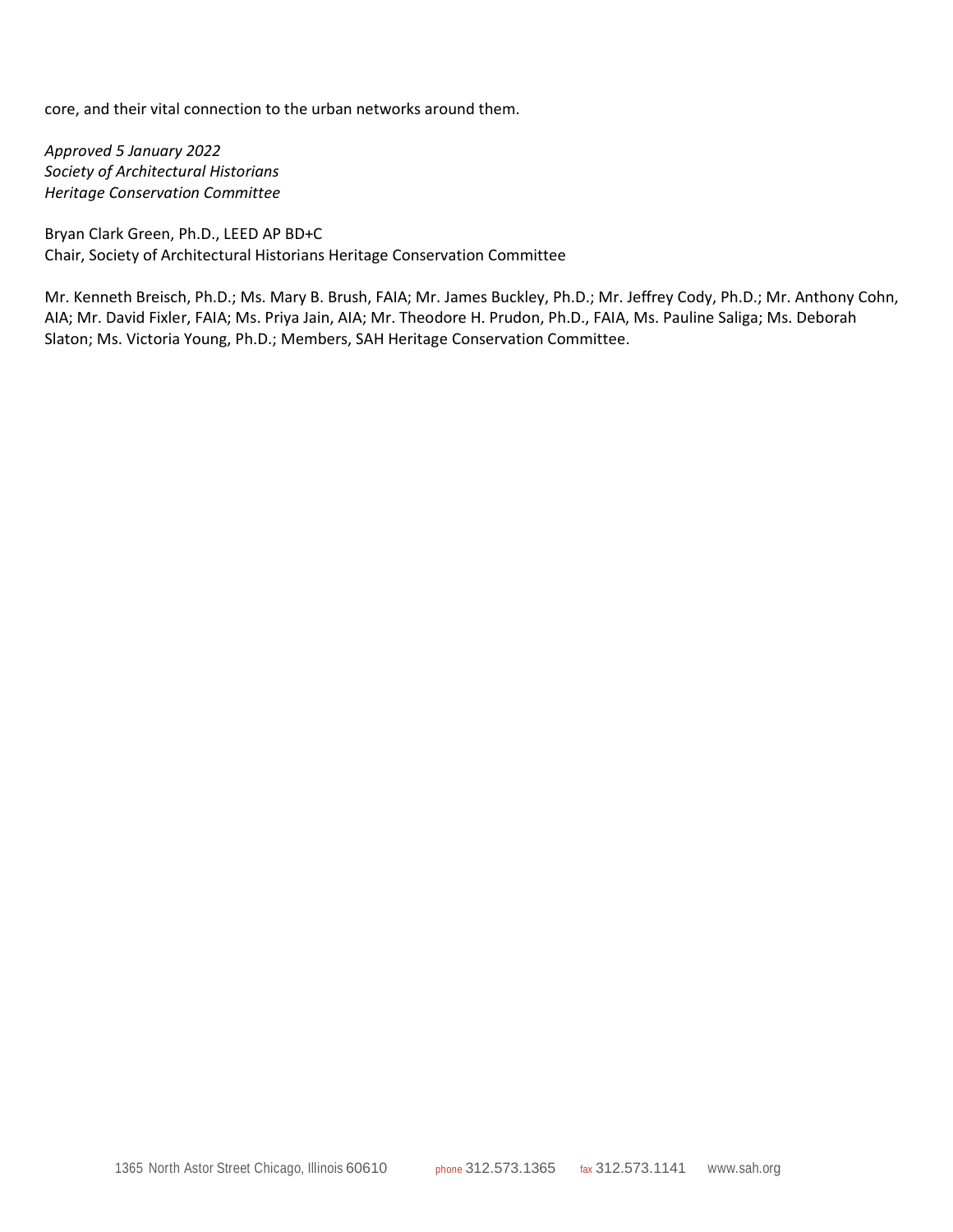core, and their vital connection to the urban networks around them.

*Approved 5 January 2022*
*Society of Architectural Historians*
*Heritage Conservation Committee*

Bryan Clark Green, Ph.D., LEED AP BD+C
Chair, Society of Architectural Historians Heritage Conservation Committee

Mr. Kenneth Breisch, Ph.D.; Ms. Mary B. Brush, FAIA; Mr. James Buckley, Ph.D.; Mr. Jeffrey Cody, Ph.D.; Mr. Anthony Cohn, AIA; Mr. David Fixler, FAIA; Ms. Priya Jain, AIA; Mr. Theodore H. Prudon, Ph.D., FAIA, Ms. Pauline Saliga; Ms. Deborah Slaton; Ms. Victoria Young, Ph.D.; Members, SAH Heritage Conservation Committee.